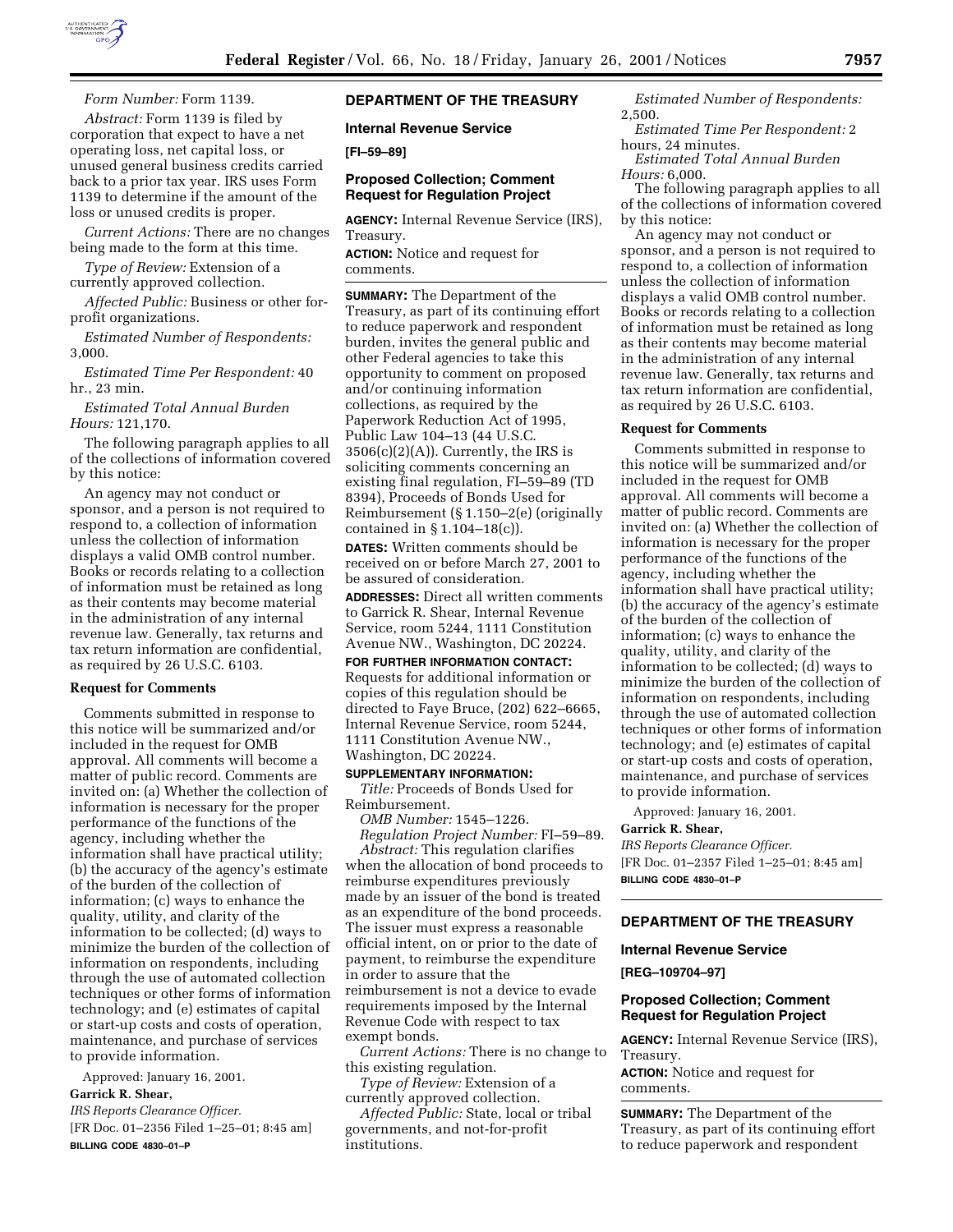*Form Number:* Form 1139.

*Abstract:* Form 1139 is filed by corporation that expect to have a net operating loss, net capital loss, or unused general business credits carried back to a prior tax year. IRS uses Form 1139 to determine if the amount of the loss or unused credits is proper.

*Current Actions:* There are no changes being made to the form at this time.

*Type of Review:* Extension of a currently approved collection.

*Affected Public:* Business or other for-profit organizations.

*Estimated Number of Respondents:* 3,000.

*Estimated Time Per Respondent:* 40 hr., 23 min.

*Estimated Total Annual Burden Hours:* 121,170.

The following paragraph applies to all of the collections of information covered by this notice:

An agency may not conduct or sponsor, and a person is not required to respond to, a collection of information unless the collection of information displays a valid OMB control number. Books or records relating to a collection of information must be retained as long as their contents may become material in the administration of any internal revenue law. Generally, tax returns and tax return information are confidential, as required by 26 U.S.C. 6103.

**Request for Comments**

Comments submitted in response to this notice will be summarized and/or included in the request for OMB approval. All comments will become a matter of public record. Comments are invited on: (a) Whether the collection of information is necessary for the proper performance of the functions of the agency, including whether the information shall have practical utility; (b) the accuracy of the agency's estimate of the burden of the collection of information; (c) ways to enhance the quality, utility, and clarity of the information to be collected; (d) ways to minimize the burden of the collection of information on respondents, including through the use of automated collection techniques or other forms of information technology; and (e) estimates of capital or start-up costs and costs of operation, maintenance, and purchase of services to provide information.

Approved: January 16, 2001.

**Garrick R. Shear,**

*IRS Reports Clearance Officer.*

[FR Doc. 01–2356 Filed 1–25–01; 8:45 am]

**BILLING CODE 4830–01–P**

## DEPARTMENT OF THE TREASURY

### Internal Revenue Service

**[FI–59–89]**

### Proposed Collection; Comment Request for Regulation Project

**AGENCY:** Internal Revenue Service (IRS), Treasury.

**ACTION:** Notice and request for comments.

**SUMMARY:** The Department of the Treasury, as part of its continuing effort to reduce paperwork and respondent burden, invites the general public and other Federal agencies to take this opportunity to comment on proposed and/or continuing information collections, as required by the Paperwork Reduction Act of 1995, Public Law 104–13 (44 U.S.C. 3506(c)(2)(A)). Currently, the IRS is soliciting comments concerning an existing final regulation, FI–59–89 (TD 8394), Proceeds of Bonds Used for Reimbursement (§ 1.150–2(e) (originally contained in § 1.104–18(c)).

**DATES:** Written comments should be received on or before March 27, 2001 to be assured of consideration.

**ADDRESSES:** Direct all written comments to Garrick R. Shear, Internal Revenue Service, room 5244, 1111 Constitution Avenue NW., Washington, DC 20224.

**FOR FURTHER INFORMATION CONTACT:** Requests for additional information or copies of this regulation should be directed to Faye Bruce, (202) 622–6665, Internal Revenue Service, room 5244, 1111 Constitution Avenue NW., Washington, DC 20224.

**SUPPLEMENTARY INFORMATION:**

*Title:* Proceeds of Bonds Used for Reimbursement.

*OMB Number:* 1545–1226.

*Regulation Project Number:* FI–59–89.

*Abstract:* This regulation clarifies when the allocation of bond proceeds to reimburse expenditures previously made by an issuer of the bond is treated as an expenditure of the bond proceeds. The issuer must express a reasonable official intent, on or prior to the date of payment, to reimburse the expenditure in order to assure that the reimbursement is not a device to evade requirements imposed by the Internal Revenue Code with respect to tax exempt bonds.

*Current Actions:* There is no change to this existing regulation.

*Type of Review:* Extension of a currently approved collection.

*Affected Public:* State, local or tribal governments, and not-for-profit institutions.

*Estimated Number of Respondents:* 2,500.

*Estimated Time Per Respondent:* 2 hours, 24 minutes.

*Estimated Total Annual Burden Hours:* 6,000.

The following paragraph applies to all of the collections of information covered by this notice:

An agency may not conduct or sponsor, and a person is not required to respond to, a collection of information unless the collection of information displays a valid OMB control number. Books or records relating to a collection of information must be retained as long as their contents may become material in the administration of any internal revenue law. Generally, tax returns and tax return information are confidential, as required by 26 U.S.C. 6103.

**Request for Comments**

Comments submitted in response to this notice will be summarized and/or included in the request for OMB approval. All comments will become a matter of public record. Comments are invited on: (a) Whether the collection of information is necessary for the proper performance of the functions of the agency, including whether the information shall have practical utility; (b) the accuracy of the agency's estimate of the burden of the collection of information; (c) ways to enhance the quality, utility, and clarity of the information to be collected; (d) ways to minimize the burden of the collection of information on respondents, including through the use of automated collection techniques or other forms of information technology; and (e) estimates of capital or start-up costs and costs of operation, maintenance, and purchase of services to provide information.

Approved: January 16, 2001.

**Garrick R. Shear,**

*IRS Reports Clearance Officer.*

[FR Doc. 01–2357 Filed 1–25–01; 8:45 am]

**BILLING CODE 4830–01–P**

## DEPARTMENT OF THE TREASURY

### Internal Revenue Service

**[REG–109704–97]**

### Proposed Collection; Comment Request for Regulation Project

**AGENCY:** Internal Revenue Service (IRS), Treasury.

**ACTION:** Notice and request for comments.

**SUMMARY:** The Department of the Treasury, as part of its continuing effort to reduce paperwork and respondent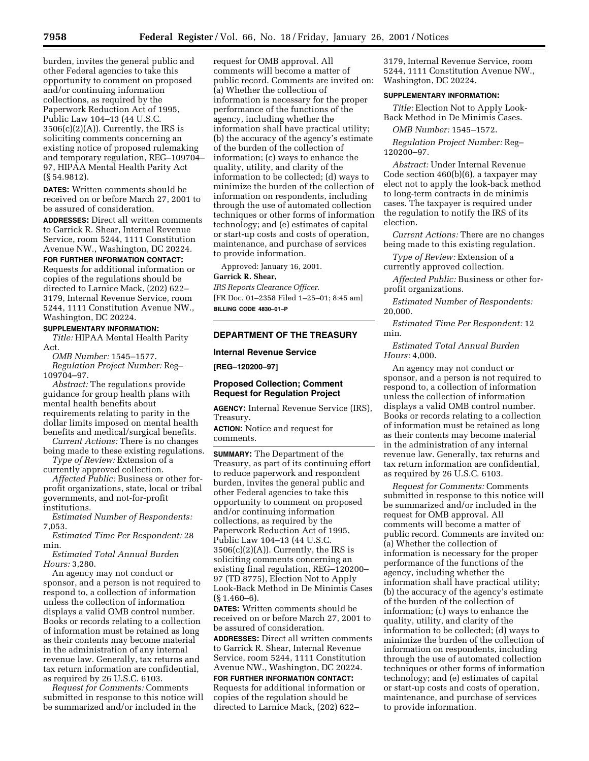burden, invites the general public and other Federal agencies to take this opportunity to comment on proposed and/or continuing information collections, as required by the Paperwork Reduction Act of 1995, Public Law 104–13 (44 U.S.C. 3506(c)(2)(A)). Currently, the IRS is soliciting comments concerning an existing notice of proposed rulemaking and temporary regulation, REG–109704–97, HIPAA Mental Health Parity Act (§ 54.9812).

**DATES:** Written comments should be received on or before March 27, 2001 to be assured of consideration.

**ADDRESSES:** Direct all written comments to Garrick R. Shear, Internal Revenue Service, room 5244, 1111 Constitution Avenue NW., Washington, DC 20224.

**FOR FURTHER INFORMATION CONTACT:** Requests for additional information or copies of the regulations should be directed to Larnice Mack, (202) 622–3179, Internal Revenue Service, room 5244, 1111 Constitution Avenue NW., Washington, DC 20224.

**SUPPLEMENTARY INFORMATION:**

*Title:* HIPAA Mental Health Parity Act.

*OMB Number:* 1545–1577.

*Regulation Project Number:* Reg–109704–97.

*Abstract:* The regulations provide guidance for group health plans with mental health benefits about requirements relating to parity in the dollar limits imposed on mental health benefits and medical/surgical benefits.

*Current Actions:* There is no changes being made to these existing regulations.

*Type of Review:* Extension of a currently approved collection.

*Affected Public:* Business or other for-profit organizations, state, local or tribal governments, and not-for-profit institutions.

*Estimated Number of Respondents:* 7,053.

*Estimated Time Per Respondent:* 28 min.

*Estimated Total Annual Burden Hours:* 3,280.

An agency may not conduct or sponsor, and a person is not required to respond to, a collection of information unless the collection of information displays a valid OMB control number. Books or records relating to a collection of information must be retained as long as their contents may become material in the administration of any internal revenue law. Generally, tax returns and tax return information are confidential, as required by 26 U.S.C. 6103.

*Request for Comments:* Comments submitted in response to this notice will be summarized and/or included in the request for OMB approval. All comments will become a matter of public record. Comments are invited on: (a) Whether the collection of information is necessary for the proper performance of the functions of the agency, including whether the information shall have practical utility; (b) the accuracy of the agency's estimate of the burden of the collection of information; (c) ways to enhance the quality, utility, and clarity of the information to be collected; (d) ways to minimize the burden of the collection of information on respondents, including through the use of automated collection techniques or other forms of information technology; and (e) estimates of capital or start-up costs and costs of operation, maintenance, and purchase of services to provide information.

Approved: January 16, 2001.

**Garrick R. Shear,**

*IRS Reports Clearance Officer.*

[FR Doc. 01–2358 Filed 1–25–01; 8:45 am]

**BILLING CODE 4830–01–P**

---

## DEPARTMENT OF THE TREASURY

### Internal Revenue Service

**[REG–120200–97]**

### Proposed Collection; Comment Request for Regulation Project

**AGENCY:** Internal Revenue Service (IRS), Treasury.

**ACTION:** Notice and request for comments.

**SUMMARY:** The Department of the Treasury, as part of its continuing effort to reduce paperwork and respondent burden, invites the general public and other Federal agencies to take this opportunity to comment on proposed and/or continuing information collections, as required by the Paperwork Reduction Act of 1995, Public Law 104–13 (44 U.S.C. 3506(c)(2)(A)). Currently, the IRS is soliciting comments concerning an existing final regulation, REG–120200–97 (TD 8775), Election Not to Apply Look-Back Method in De Minimis Cases (§ 1.460–6).

**DATES:** Written comments should be received on or before March 27, 2001 to be assured of consideration.

**ADDRESSES:** Direct all written comments to Garrick R. Shear, Internal Revenue Service, room 5244, 1111 Constitution Avenue NW., Washington, DC 20224.

**FOR FURTHER INFORMATION CONTACT:** Requests for additional information or copies of the regulation should be directed to Larnice Mack, (202) 622–3179, Internal Revenue Service, room 5244, 1111 Constitution Avenue NW., Washington, DC 20224.

**SUPPLEMENTARY INFORMATION:**

*Title:* Election Not to Apply Look-Back Method in De Minimis Cases.

*OMB Number:* 1545–1572.

*Regulation Project Number:* Reg–120200–97.

*Abstract:* Under Internal Revenue Code section 460(b)(6), a taxpayer may elect not to apply the look-back method to long-term contracts in de minimis cases. The taxpayer is required under the regulation to notify the IRS of its election.

*Current Actions:* There are no changes being made to this existing regulation.

*Type of Review:* Extension of a currently approved collection.

*Affected Public:* Business or other for-profit organizations.

*Estimated Number of Respondents:* 20,000.

*Estimated Time Per Respondent:* 12 min.

*Estimated Total Annual Burden Hours:* 4,000.

An agency may not conduct or sponsor, and a person is not required to respond to, a collection of information unless the collection of information displays a valid OMB control number. Books or records relating to a collection of information must be retained as long as their contents may become material in the administration of any internal revenue law. Generally, tax returns and tax return information are confidential, as required by 26 U.S.C. 6103.

*Request for Comments:* Comments submitted in response to this notice will be summarized and/or included in the request for OMB approval. All comments will become a matter of public record. Comments are invited on: (a) Whether the collection of information is necessary for the proper performance of the functions of the agency, including whether the information shall have practical utility; (b) the accuracy of the agency's estimate of the burden of the collection of information; (c) ways to enhance the quality, utility, and clarity of the information to be collected; (d) ways to minimize the burden of the collection of information on respondents, including through the use of automated collection techniques or other forms of information technology; and (e) estimates of capital or start-up costs and costs of operation, maintenance, and purchase of services to provide information.